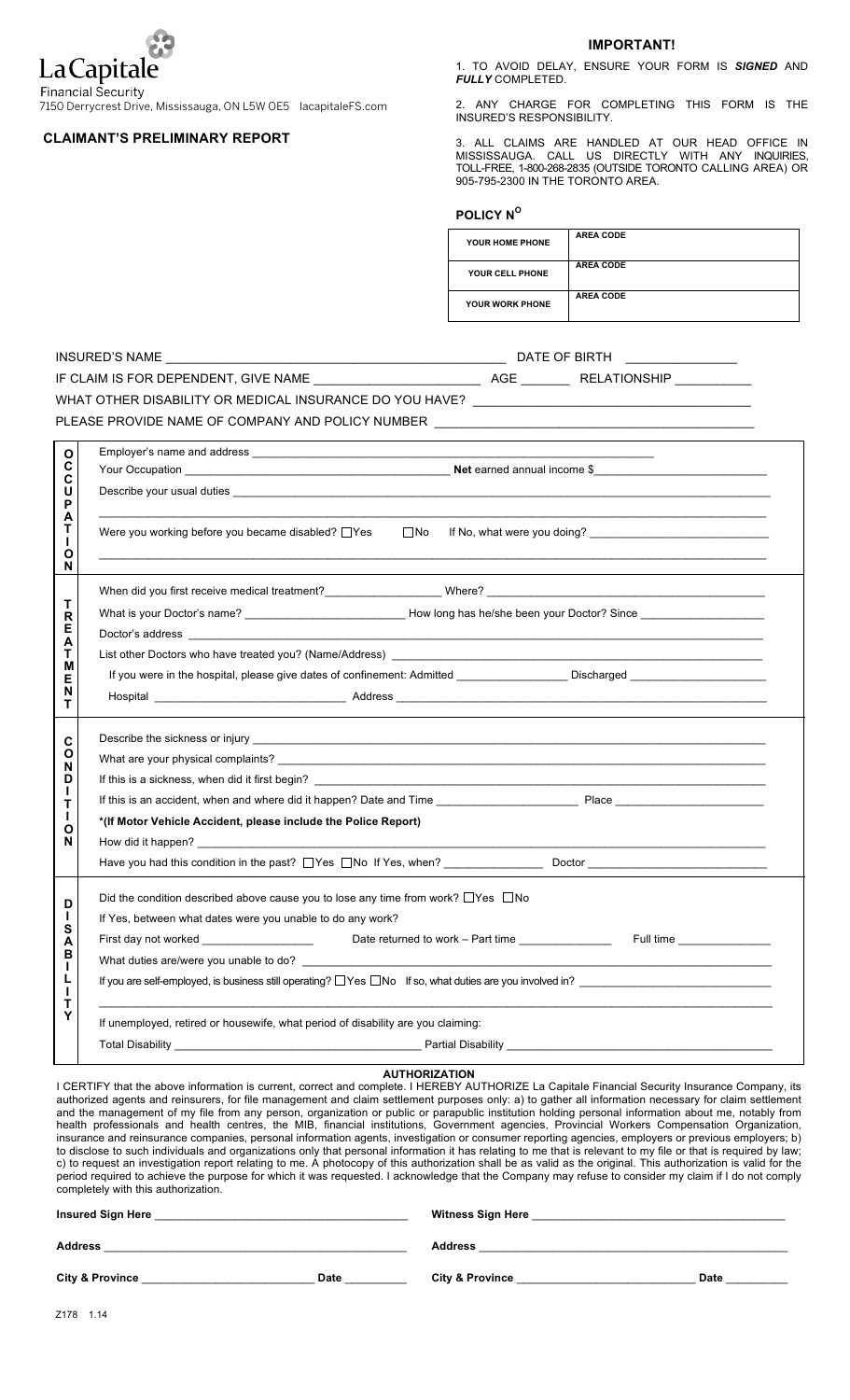La Capitale
Financial Security
7150 Derrycrest Drive, Mississauga, ON L5W 0E5 lacapitaleFS.com

## CLAIMANT'S PRELIMINARY REPORT

## IMPORTANT!

1. TO AVOID DELAY, ENSURE YOUR FORM IS ***SIGNED*** AND ***FULLY*** COMPLETED.

2. ANY CHARGE FOR COMPLETING THIS FORM IS THE INSURED'S RESPONSIBILITY.

3. ALL CLAIMS ARE HANDLED AT OUR HEAD OFFICE IN MISSISSAUGA. CALL US DIRECTLY WITH ANY INQUIRIES, TOLL-FREE, 1-800-268-2835 (OUTSIDE TORONTO CALLING AREA) OR 905-795-2300 IN THE TORONTO AREA.

**POLICY N^O^**

| | |
|---|---|
| YOUR HOME PHONE | AREA CODE |
| YOUR CELL PHONE | AREA CODE |
| YOUR WORK PHONE | AREA CODE |

INSURED'S NAME ______________________ DATE OF BIRTH ______________

IF CLAIM IS FOR DEPENDENT, GIVE NAME ______________________ AGE _______ RELATIONSHIP __________

WHAT OTHER DISABILITY OR MEDICAL INSURANCE DO YOU HAVE? ______________________

PLEASE PROVIDE NAME OF COMPANY AND POLICY NUMBER ______________________

### OCCUPATION

Employer's name and address ______________________

Your Occupation ______________________ **Net** earned annual income $______________________

Describe your usual duties ______________________

Were you working before you became disabled? ☐Yes ☐No If No, what were you doing? ______________________

### TREATMENT

When did you first receive medical treatment?__________________ Where? ______________________

What is your Doctor's name? ______________________ How long has he/she been your Doctor? Since ______________________

Doctor's address ______________________

List other Doctors who have treated you? (Name/Address) ______________________

If you were in the hospital, please give dates of confinement: Admitted ________________ Discharged ______________________

Hospital ______________________ Address ______________________

### CONDITION

Describe the sickness or injury ______________________

What are your physical complaints? ______________________

If this is a sickness, when did it first begin? ______________________

If this is an accident, when and where did it happen? Date and Time ______________________ Place ______________________

**\*(If Motor Vehicle Accident, please include the Police Report)**

How did it happen? ______________________

Have you had this condition in the past? ☐Yes ☐No If Yes, when? _______________ Doctor ______________________

### DISABILITY

Did the condition described above cause you to lose any time from work? ☐Yes ☐No

If Yes, between what dates were you unable to do any work?

First day not worked _________________ Date returned to work – Part time ______________ Full time ______________

What duties are/were you unable to do? ______________________

If you are self-employed, is business still operating? ☐Yes ☐No If so, what duties are you involved in? ______________________

If unemployed, retired or housewife, what period of disability are you claiming:

Total Disability ______________________ Partial Disability ______________________

### AUTHORIZATION

I CERTIFY that the above information is current, correct and complete. I HEREBY AUTHORIZE La Capitale Financial Security Insurance Company, its authorized agents and reinsurers, for file management and claim settlement purposes only: a) to gather all information necessary for claim settlement and the management of my file from any person, organization or public or parapublic institution holding personal information about me, notably from health professionals and health centres, the MIB, financial institutions, Government agencies, Provincial Workers Compensation Organization, insurance and reinsurance companies, personal information agents, investigation or consumer reporting agencies, employers or previous employers; b) to disclose to such individuals and organizations only that personal information it has relating to me that is relevant to my file or that is required by law; c) to request an investigation report relating to me. A photocopy of this authorization shall be as valid as the original. This authorization is valid for the period required to achieve the purpose for which it was requested. I acknowledge that the Company may refuse to consider my claim if I do not comply completely with this authorization.

**Insured Sign Here** ______________________ **Witness Sign Here** ______________________

**Address** ______________________ **Address** ______________________

**City & Province** ______________________ **Date** __________ **City & Province** ______________________ **Date** __________

Z178 1.14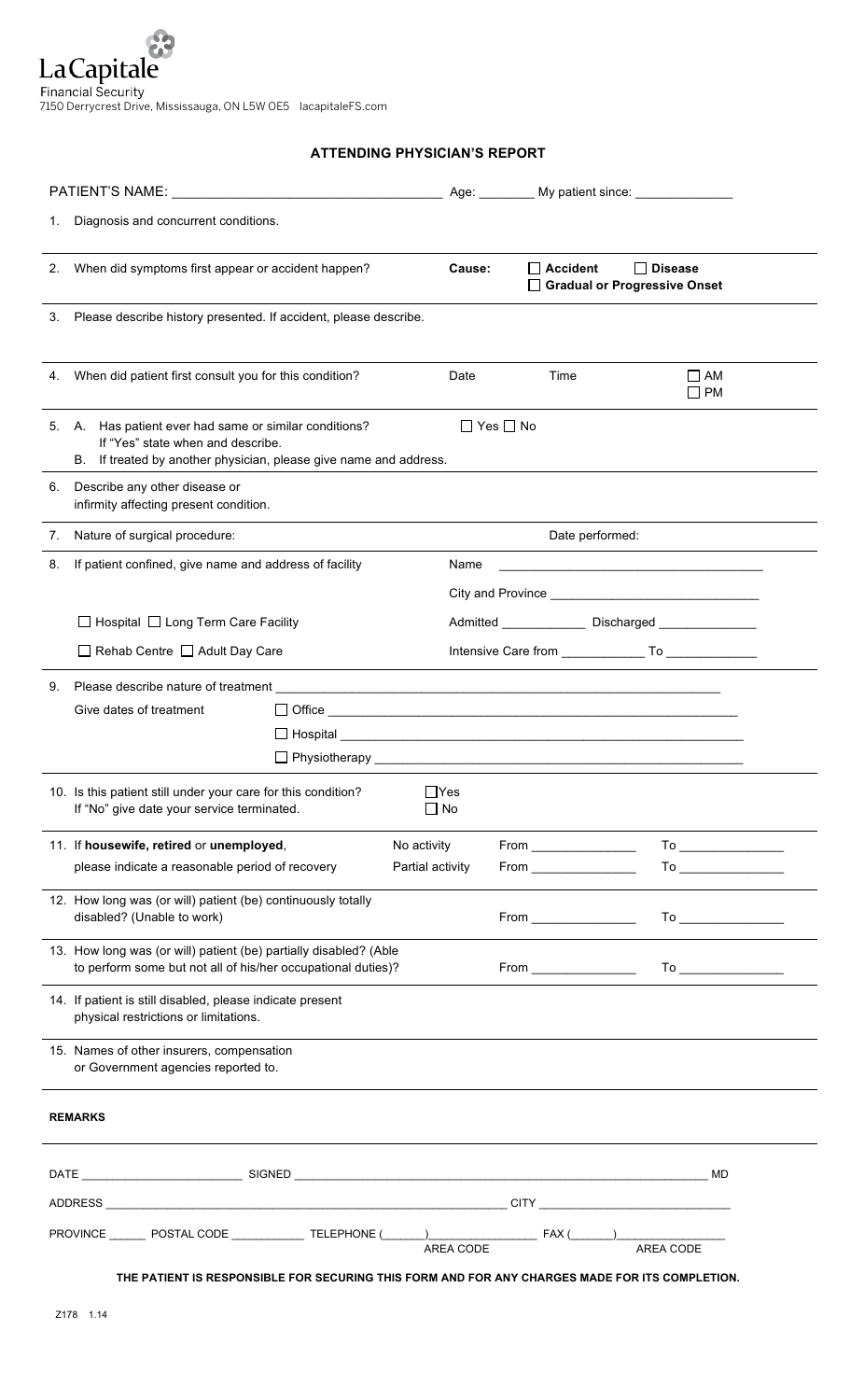La Capitale
Financial Security
7150 Derrycrest Drive, Mississauga, ON L5W 0E5 lacapitaleFS.com

# ATTENDING PHYSICIAN'S REPORT

PATIENT'S NAME: ______________________ Age: ________ My patient since: ______________

1. Diagnosis and concurrent conditions.

2. When did symptoms first appear or accident happen? **Cause:** ☐ **Accident** ☐ **Disease** ☐ **Gradual or Progressive Onset**

3. Please describe history presented. If accident, please describe.

4. When did patient first consult you for this condition? Date Time ☐ AM ☐ PM

5. A. Has patient ever had same or similar conditions? ☐ Yes ☐ No
   If "Yes" state when and describe.
   B. If treated by another physician, please give name and address.

6. Describe any other disease or infirmity affecting present condition.

7. Nature of surgical procedure: Date performed:

8. If patient confined, give name and address of facility
   Name ______________________
   City and Province ______________________
   ☐ Hospital ☐ Long Term Care Facility
   Admitted ____________ Discharged ______________
   ☐ Rehab Centre ☐ Adult Day Care
   Intensive Care from ____________ To ____________

9. Please describe nature of treatment ______________________
   Give dates of treatment
   ☐ Office ______________________
   ☐ Hospital ______________________
   ☐ Physiotherapy ______________________

10. Is this patient still under your care for this condition? ☐ Yes ☐ No
    If "No" give date your service terminated.

11. If **housewife, retired** or **unemployed**, please indicate a reasonable period of recovery
    No activity From ______________ To ______________
    Partial activity From ______________ To ______________

12. How long was (or will) patient (be) continuously totally disabled? (Unable to work) From ______________ To ______________

13. How long was (or will) patient (be) partially disabled? (Able to perform some but not all of his/her occupational duties)? From ______________ To ______________

14. If patient is still disabled, please indicate present physical restrictions or limitations.

15. Names of other insurers, compensation or Government agencies reported to.

**REMARKS**

DATE ______________________ SIGNED ______________________ MD

ADDRESS ______________________ CITY ______________________

PROVINCE ______ POSTAL CODE ___________ TELEPHONE (______) ______________ FAX (______) ______________
AREA CODE AREA CODE

**THE PATIENT IS RESPONSIBLE FOR SECURING THIS FORM AND FOR ANY CHARGES MADE FOR ITS COMPLETION.**

Z178 1.14